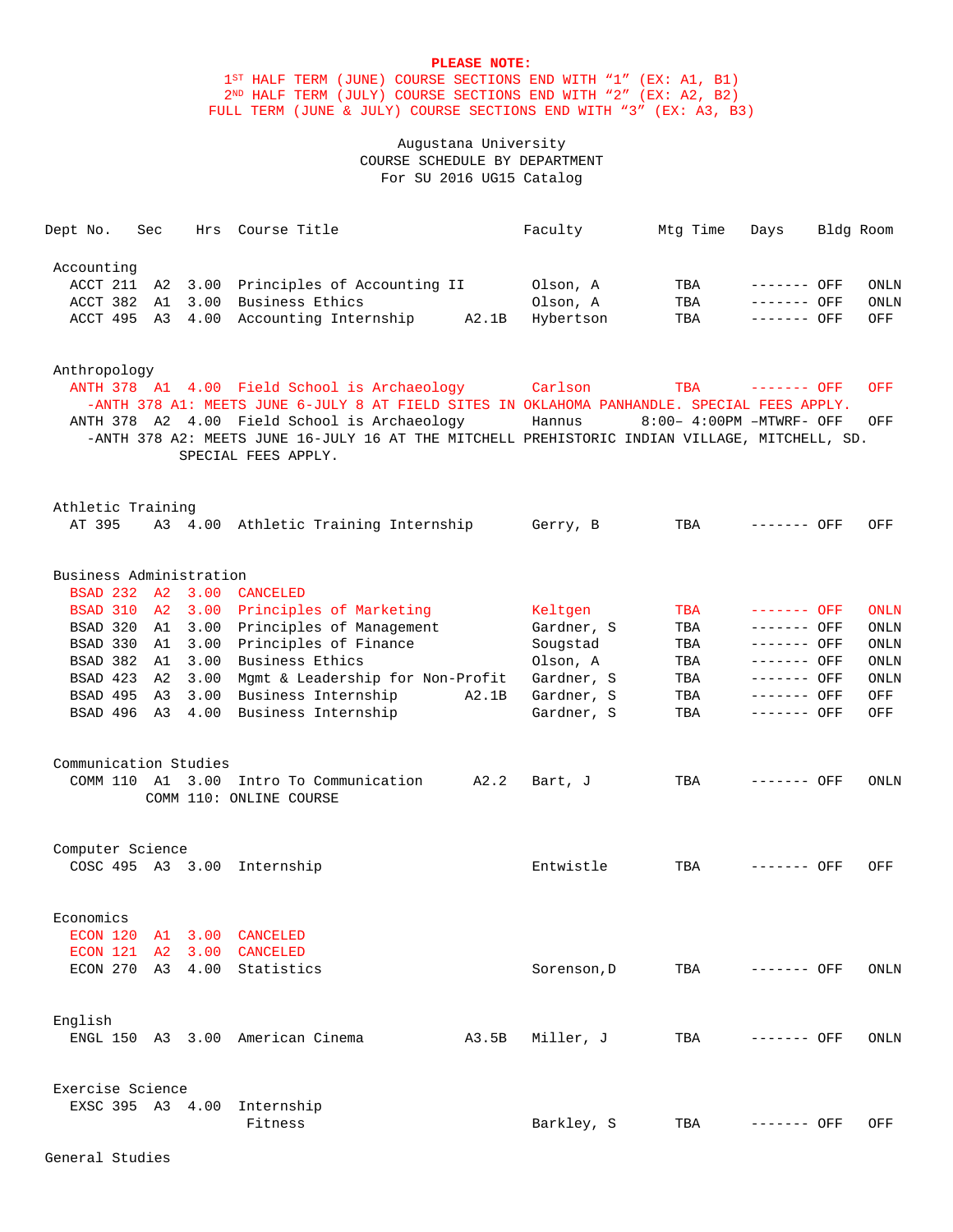**PLEASE NOTE:**
1ST HALF TERM (JUNE) COURSE SECTIONS END WITH "1" (EX: A1, B1)
2ND HALF TERM (JULY) COURSE SECTIONS END WITH "2" (EX: A2, B2)
FULL TERM (JUNE & JULY) COURSE SECTIONS END WITH "3" (EX: A3, B3)

Augustana University
COURSE SCHEDULE BY DEPARTMENT
For SU 2016 UG15 Catalog

| Dept No. | Sec | Hrs | Course Title | | Faculty | Mtg Time | Days | Bldg | Room |
|---|---|---|---|---|---|---|---|---|---|
| **Accounting** | | | | | | | | | |
| ACCT 211 | A2 | 3.00 | Principles of Accounting II | | Olson, A | TBA | ------- | OFF | ONLN |
| ACCT 382 | A1 | 3.00 | Business Ethics | | Olson, A | TBA | ------- | OFF | ONLN |
| ACCT 495 | A3 | 4.00 | Accounting Internship | A2.1B | Hybertson | TBA | ------- | OFF | OFF |
| **Anthropology** | | | | | | | | | |
| ANTH 378 | A1 | 4.00 | Field School is Archaeology | | Carlson | TBA | ------- | OFF | OFF |
| -ANTH 378 A1: MEETS JUNE 6-JULY 8 AT FIELD SITES IN OKLAHOMA PANHANDLE. SPECIAL FEES APPLY. | | | | | | | | | |
| ANTH 378 | A2 | 4.00 | Field School is Archaeology | | Hannus | 8:00– 4:00PM | –MTWRF- | OFF | OFF |
| -ANTH 378 A2: MEETS JUNE 16-JULY 16 AT THE MITCHELL PREHISTORIC INDIAN VILLAGE, MITCHELL, SD. SPECIAL FEES APPLY. | | | | | | | | | |
| **Athletic Training** | | | | | | | | | |
| AT 395 | A3 | 4.00 | Athletic Training Internship | | Gerry, B | TBA | ------- | OFF | OFF |
| **Business Administration** | | | | | | | | | |
| BSAD 232 | A2 | 3.00 | CANCELED | | | | | | |
| BSAD 310 | A2 | 3.00 | Principles of Marketing | | Keltgen | TBA | ------- | OFF | ONLN |
| BSAD 320 | A1 | 3.00 | Principles of Management | | Gardner, S | TBA | ------- | OFF | ONLN |
| BSAD 330 | A1 | 3.00 | Principles of Finance | | Sougstad | TBA | ------- | OFF | ONLN |
| BSAD 382 | A1 | 3.00 | Business Ethics | | Olson, A | TBA | ------- | OFF | ONLN |
| BSAD 423 | A2 | 3.00 | Mgmt & Leadership for Non-Profit | | Gardner, S | TBA | ------- | OFF | ONLN |
| BSAD 495 | A3 | 3.00 | Business Internship | A2.1B | Gardner, S | TBA | ------- | OFF | OFF |
| BSAD 496 | A3 | 4.00 | Business Internship | | Gardner, S | TBA | ------- | OFF | OFF |
| **Communication Studies** | | | | | | | | | |
| COMM 110 | A1 | 3.00 | Intro To Communication | A2.2 | Bart, J | TBA | ------- | OFF | ONLN |
| COMM 110: ONLINE COURSE | | | | | | | | | |
| **Computer Science** | | | | | | | | | |
| COSC 495 | A3 | 3.00 | Internship | | Entwistle | TBA | ------- | OFF | OFF |
| **Economics** | | | | | | | | | |
| ECON 120 | A1 | 3.00 | CANCELED | | | | | | |
| ECON 121 | A2 | 3.00 | CANCELED | | | | | | |
| ECON 270 | A3 | 4.00 | Statistics | | Sorenson,D | TBA | ------- | OFF | ONLN |
| **English** | | | | | | | | | |
| ENGL 150 | A3 | 3.00 | American Cinema | A3.5B | Miller, J | TBA | ------- | OFF | ONLN |
| **Exercise Science** | | | | | | | | | |
| EXSC 395 | A3 | 4.00 | Internship Fitness | | Barkley, S | TBA | ------- | OFF | OFF |

General Studies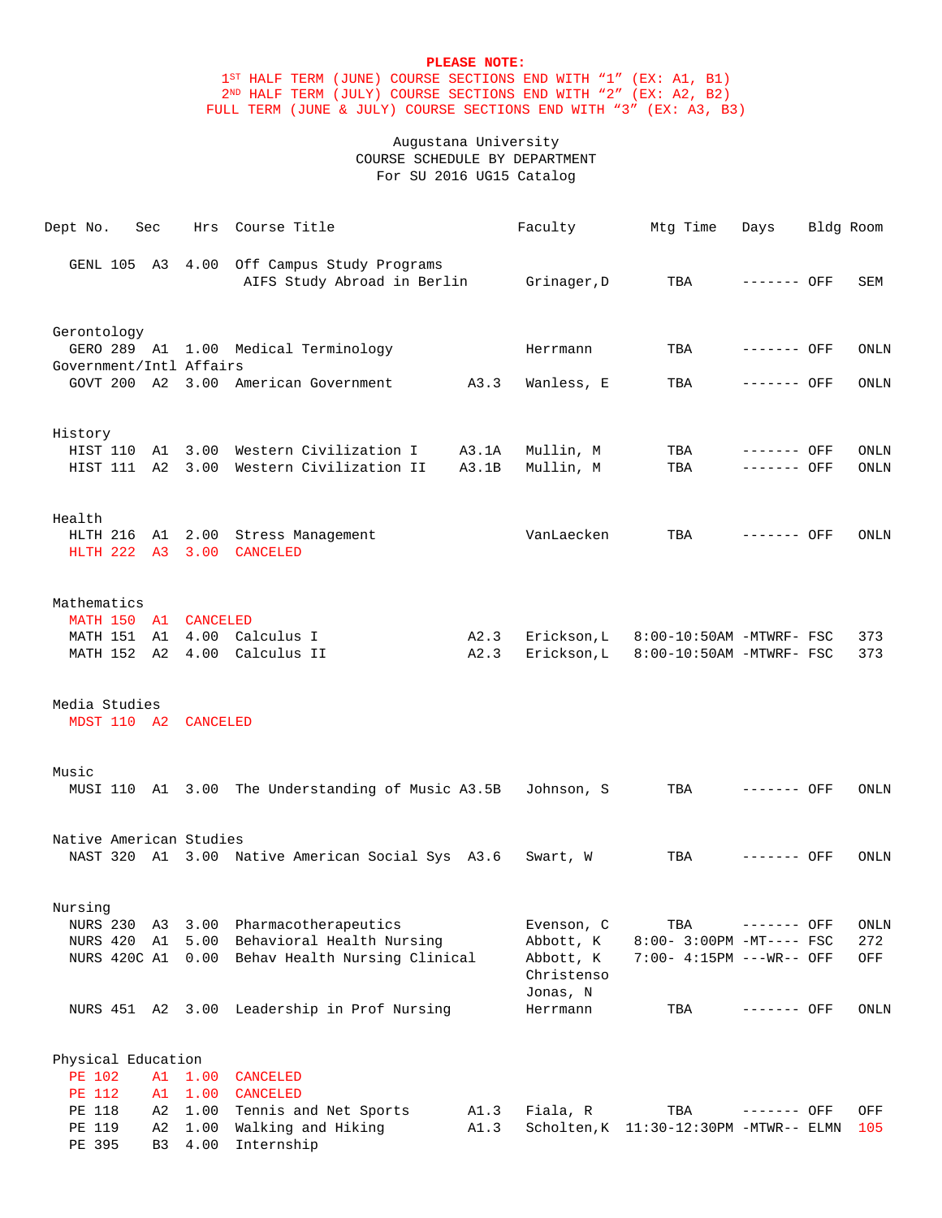**PLEASE NOTE:**
1ST HALF TERM (JUNE) COURSE SECTIONS END WITH “1” (EX: A1, B1)
2ND HALF TERM (JULY) COURSE SECTIONS END WITH “2” (EX: A2, B2)
FULL TERM (JUNE & JULY) COURSE SECTIONS END WITH “3” (EX: A3, B3)

Augustana University
COURSE SCHEDULE BY DEPARTMENT
For SU 2016 UG15 Catalog

| Dept No. | Sec | Hrs | Course Title | | Faculty | Mtg Time | Days | Bldg | Room |
|---|---|---|---|---|---|---|---|---|---|
| GENL 105 | A3 | 4.00 | Off Campus Study Programs<br>AIFS Study Abroad in Berlin | | Grinager,D | TBA | ------- | OFF | SEM |
| **Gerontology** | | | | | | | | | |
| GERO 289 | A1 | 1.00 | Medical Terminology | | Herrmann | TBA | ------- | OFF | ONLN |
| **Government/Intl Affairs** | | | | | | | | | |
| GOVT 200 | A2 | 3.00 | American Government | A3.3 | Wanless, E | TBA | ------- | OFF | ONLN |
| **History** | | | | | | | | | |
| HIST 110 | A1 | 3.00 | Western Civilization I | A3.1A | Mullin, M | TBA | ------- | OFF | ONLN |
| HIST 111 | A2 | 3.00 | Western Civilization II | A3.1B | Mullin, M | TBA | ------- | OFF | ONLN |
| **Health** | | | | | | | | | |
| HLTH 216 | A1 | 2.00 | Stress Management | | VanLaecken | TBA | ------- | OFF | ONLN |
| HLTH 222 | A3 | 3.00 | CANCELED | | | | | | |
| **Mathematics** | | | | | | | | | |
| MATH 150 | A1 | CANCELED | | | | | | | |
| MATH 151 | A1 | 4.00 | Calculus I | A2.3 | Erickson,L | 8:00-10:50AM | -MTWRF- | FSC | 373 |
| MATH 152 | A2 | 4.00 | Calculus II | A2.3 | Erickson,L | 8:00-10:50AM | -MTWRF- | FSC | 373 |
| **Media Studies** | | | | | | | | | |
| MDST 110 | A2 | CANCELED | | | | | | | |
| **Music** | | | | | | | | | |
| MUSI 110 | A1 | 3.00 | The Understanding of Music | A3.5B | Johnson, S | TBA | ------- | OFF | ONLN |
| **Native American Studies** | | | | | | | | | |
| NAST 320 | A1 | 3.00 | Native American Social Sys | A3.6 | Swart, W | TBA | ------- | OFF | ONLN |
| **Nursing** | | | | | | | | | |
| NURS 230 | A3 | 3.00 | Pharmacotherapeutics | | Evenson, C | TBA | ------- | OFF | ONLN |
| NURS 420 | A1 | 5.00 | Behavioral Health Nursing | | Abbott, K | 8:00- 3:00PM | -MT---- | FSC | 272 |
| NURS 420C | A1 | 0.00 | Behav Health Nursing Clinical | | Abbott, K<br>Christenso<br>Jonas, N | 7:00- 4:15PM | ---WR-- | OFF | OFF |
| NURS 451 | A2 | 3.00 | Leadership in Prof Nursing | | Herrmann | TBA | ------- | OFF | ONLN |
| **Physical Education** | | | | | | | | | |
| PE 102 | A1 | 1.00 | CANCELED | | | | | | |
| PE 112 | A1 | 1.00 | CANCELED | | | | | | |
| PE 118 | A2 | 1.00 | Tennis and Net Sports | A1.3 | Fiala, R | TBA | ------- | OFF | OFF |
| PE 119 | A2 | 1.00 | Walking and Hiking | A1.3 | Scholten,K | 11:30-12:30PM | -MTWR-- | ELMN | 105 |
| PE 395 | B3 | 4.00 | Internship | | | | | | |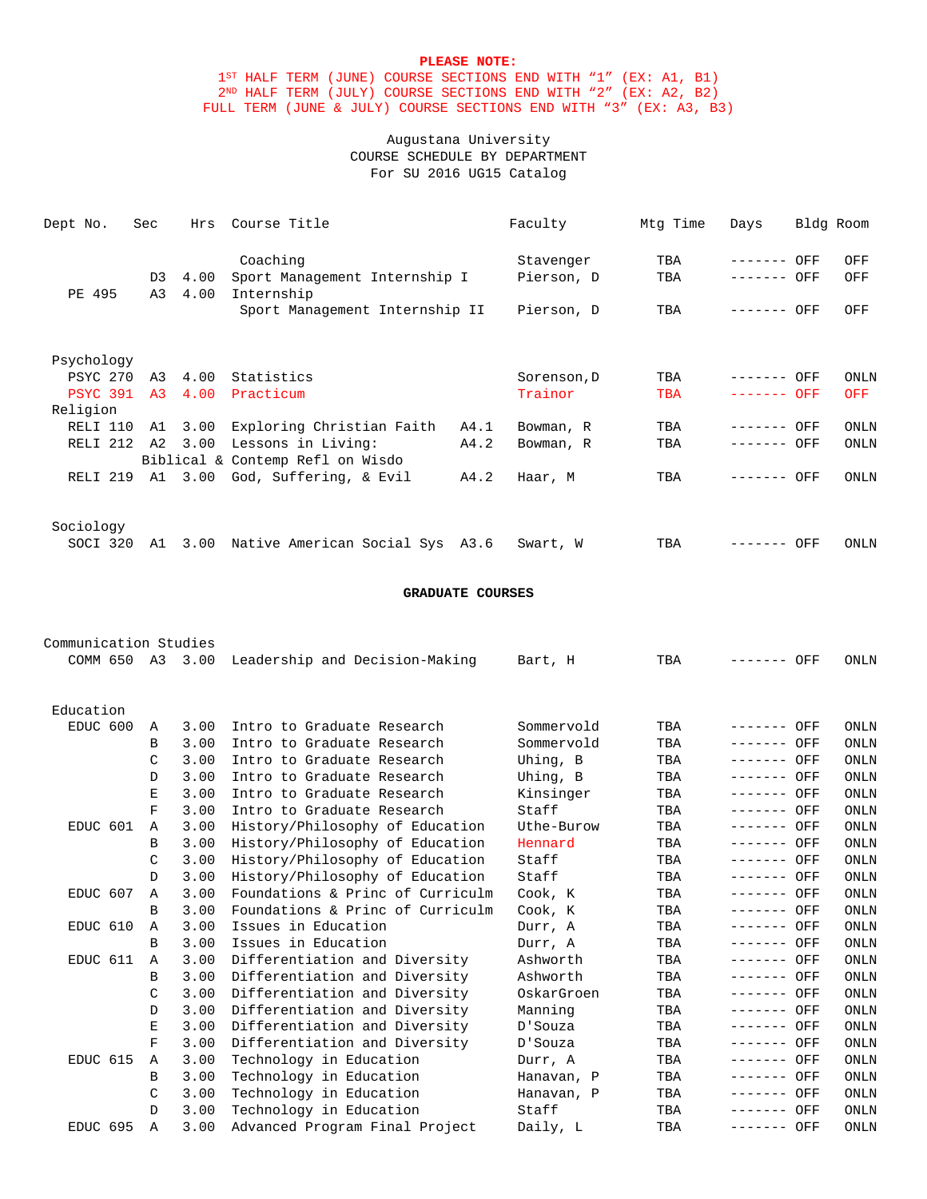**PLEASE NOTE:**
1ST HALF TERM (JUNE) COURSE SECTIONS END WITH "1" (EX: A1, B1)
2ND HALF TERM (JULY) COURSE SECTIONS END WITH "2" (EX: A2, B2)
FULL TERM (JUNE & JULY) COURSE SECTIONS END WITH "3" (EX: A3, B3)

Augustana University
COURSE SCHEDULE BY DEPARTMENT
For SU 2016 UG15 Catalog

| Dept No. | Sec | Hrs | Course Title | | Faculty | Mtg Time | Days | Bldg | Room |
|---|---|---|---|---|---|---|---|---|---|
| | | | Coaching | | Stavenger | TBA | ------- | OFF | OFF |
| | D3 | 4.00 | Sport Management Internship I | | Pierson, D | TBA | ------- | OFF | OFF |
| PE 495 | A3 | 4.00 | Internship | | | | | | |
| | | | Sport Management Internship II | | Pierson, D | TBA | ------- | OFF | OFF |
| Psychology | | | | | | | | | |
| PSYC 270 | A3 | 4.00 | Statistics | | Sorenson,D | TBA | ------- | OFF | ONLN |
| PSYC 391 | A3 | 4.00 | Practicum | | Trainor | TBA | ------- | OFF | OFF |
| Religion | | | | | | | | | |
| RELI 110 | A1 | 3.00 | Exploring Christian Faith | A4.1 | Bowman, R | TBA | ------- | OFF | ONLN |
| RELI 212 | A2 | 3.00 | Lessons in Living: Biblical & Contemp Refl on Wisdo | A4.2 | Bowman, R | TBA | ------- | OFF | ONLN |
| RELI 219 | A1 | 3.00 | God, Suffering, & Evil | A4.2 | Haar, M | TBA | ------- | OFF | ONLN |
| Sociology | | | | | | | | | |
| SOCI 320 | A1 | 3.00 | Native American Social Sys | A3.6 | Swart, W | TBA | ------- | OFF | ONLN |

**GRADUATE COURSES**

| Dept No. | Sec | Hrs | Course Title | Faculty | Mtg Time | Days | Bldg | Room |
|---|---|---|---|---|---|---|---|---|
| Communication Studies | | | | | | | | |
| COMM 650 | A3 | 3.00 | Leadership and Decision-Making | Bart, H | TBA | ------- | OFF | ONLN |
| Education | | | | | | | | |
| EDUC 600 | A | 3.00 | Intro to Graduate Research | Sommervold | TBA | ------- | OFF | ONLN |
| | B | 3.00 | Intro to Graduate Research | Sommervold | TBA | ------- | OFF | ONLN |
| | C | 3.00 | Intro to Graduate Research | Uhing, B | TBA | ------- | OFF | ONLN |
| | D | 3.00 | Intro to Graduate Research | Uhing, B | TBA | ------- | OFF | ONLN |
| | E | 3.00 | Intro to Graduate Research | Kinsinger | TBA | ------- | OFF | ONLN |
| | F | 3.00 | Intro to Graduate Research | Staff | TBA | ------- | OFF | ONLN |
| EDUC 601 | A | 3.00 | History/Philosophy of Education | Uthe-Burow | TBA | ------- | OFF | ONLN |
| | B | 3.00 | History/Philosophy of Education | Hennard | TBA | ------- | OFF | ONLN |
| | C | 3.00 | History/Philosophy of Education | Staff | TBA | ------- | OFF | ONLN |
| | D | 3.00 | History/Philosophy of Education | Staff | TBA | ------- | OFF | ONLN |
| EDUC 607 | A | 3.00 | Foundations & Princ of Curriculm | Cook, K | TBA | ------- | OFF | ONLN |
| | B | 3.00 | Foundations & Princ of Curriculm | Cook, K | TBA | ------- | OFF | ONLN |
| EDUC 610 | A | 3.00 | Issues in Education | Durr, A | TBA | ------- | OFF | ONLN |
| | B | 3.00 | Issues in Education | Durr, A | TBA | ------- | OFF | ONLN |
| EDUC 611 | A | 3.00 | Differentiation and Diversity | Ashworth | TBA | ------- | OFF | ONLN |
| | B | 3.00 | Differentiation and Diversity | Ashworth | TBA | ------- | OFF | ONLN |
| | C | 3.00 | Differentiation and Diversity | OskarGroen | TBA | ------- | OFF | ONLN |
| | D | 3.00 | Differentiation and Diversity | Manning | TBA | ------- | OFF | ONLN |
| | E | 3.00 | Differentiation and Diversity | D'Souza | TBA | ------- | OFF | ONLN |
| | F | 3.00 | Differentiation and Diversity | D'Souza | TBA | ------- | OFF | ONLN |
| EDUC 615 | A | 3.00 | Technology in Education | Durr, A | TBA | ------- | OFF | ONLN |
| | B | 3.00 | Technology in Education | Hanavan, P | TBA | ------- | OFF | ONLN |
| | C | 3.00 | Technology in Education | Hanavan, P | TBA | ------- | OFF | ONLN |
| | D | 3.00 | Technology in Education | Staff | TBA | ------- | OFF | ONLN |
| EDUC 695 | A | 3.00 | Advanced Program Final Project | Daily, L | TBA | ------- | OFF | ONLN |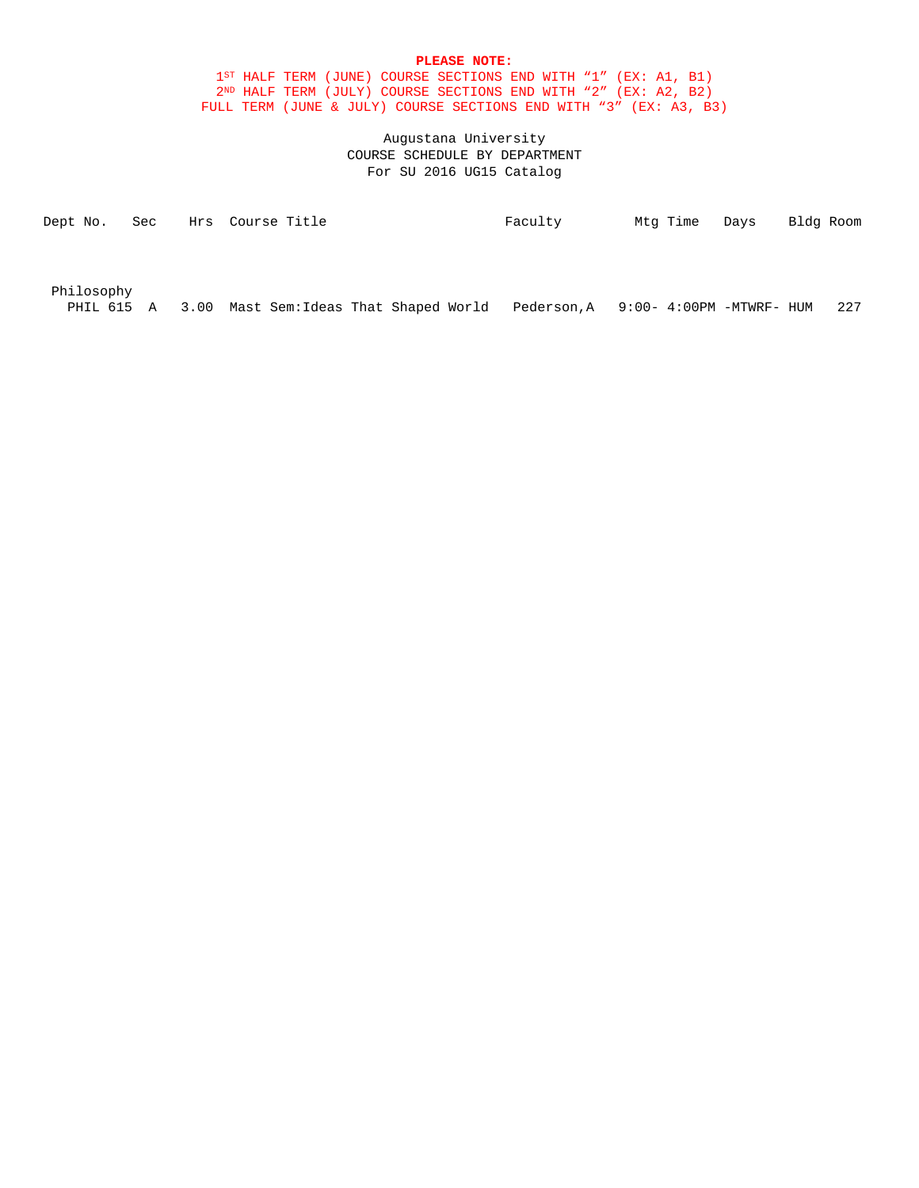**PLEASE NOTE:**

1ST HALF TERM (JUNE) COURSE SECTIONS END WITH “1” (EX: A1, B1)
2ND HALF TERM (JULY) COURSE SECTIONS END WITH “2” (EX: A2, B2)
FULL TERM (JUNE & JULY) COURSE SECTIONS END WITH “3” (EX: A3, B3)

Augustana University
COURSE SCHEDULE BY DEPARTMENT
For SU 2016 UG15 Catalog

| Dept No. | Sec | Hrs | Course Title | Faculty | Mtg Time | Days | Bldg | Room |
|---|---|---|---|---|---|---|---|---|
| Philosophy | | | | | | | | |
| PHIL 615 | A | 3.00 | Mast Sem:Ideas That Shaped World | Pederson,A | 9:00- 4:00PM | -MTWRF- | HUM | 227 |